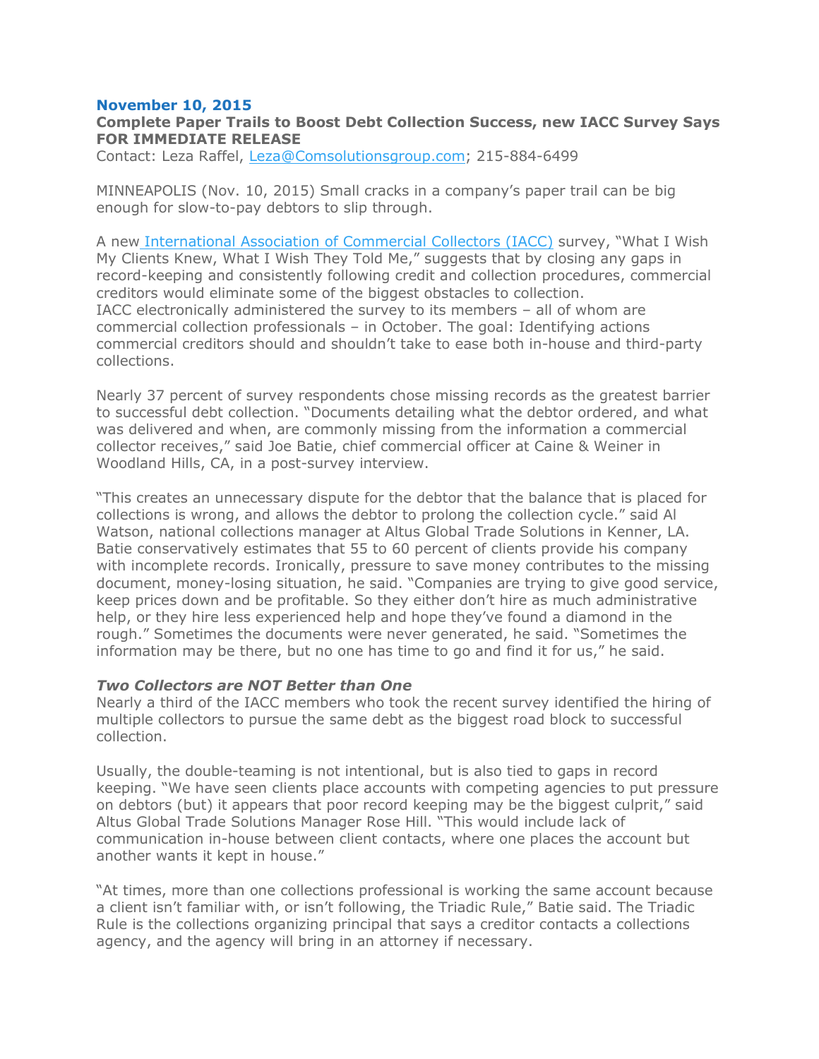**November 10, 2015**

**Complete Paper Trails to Boost Debt Collection Success, new IACC Survey Says**
**FOR IMMEDIATE RELEASE**
Contact: Leza Raffel, Leza@Comsolutionsgroup.com; 215-884-6499

MINNEAPOLIS (Nov. 10, 2015) Small cracks in a company's paper trail can be big enough for slow-to-pay debtors to slip through.

A new International Association of Commercial Collectors (IACC) survey, "What I Wish My Clients Knew, What I Wish They Told Me," suggests that by closing any gaps in record-keeping and consistently following credit and collection procedures, commercial creditors would eliminate some of the biggest obstacles to collection.
IACC electronically administered the survey to its members – all of whom are commercial collection professionals – in October. The goal: Identifying actions commercial creditors should and shouldn't take to ease both in-house and third-party collections.

Nearly 37 percent of survey respondents chose missing records as the greatest barrier to successful debt collection. "Documents detailing what the debtor ordered, and what was delivered and when, are commonly missing from the information a commercial collector receives," said Joe Batie, chief commercial officer at Caine & Weiner in Woodland Hills, CA, in a post-survey interview.

"This creates an unnecessary dispute for the debtor that the balance that is placed for collections is wrong, and allows the debtor to prolong the collection cycle." said Al Watson, national collections manager at Altus Global Trade Solutions in Kenner, LA. Batie conservatively estimates that 55 to 60 percent of clients provide his company with incomplete records. Ironically, pressure to save money contributes to the missing document, money-losing situation, he said. "Companies are trying to give good service, keep prices down and be profitable. So they either don't hire as much administrative help, or they hire less experienced help and hope they've found a diamond in the rough." Sometimes the documents were never generated, he said. "Sometimes the information may be there, but no one has time to go and find it for us," he said.

***Two Collectors are NOT Better than One***

Nearly a third of the IACC members who took the recent survey identified the hiring of multiple collectors to pursue the same debt as the biggest road block to successful collection.

Usually, the double-teaming is not intentional, but is also tied to gaps in record keeping. "We have seen clients place accounts with competing agencies to put pressure on debtors (but) it appears that poor record keeping may be the biggest culprit," said Altus Global Trade Solutions Manager Rose Hill. "This would include lack of communication in-house between client contacts, where one places the account but another wants it kept in house."

"At times, more than one collections professional is working the same account because a client isn't familiar with, or isn't following, the Triadic Rule," Batie said. The Triadic Rule is the collections organizing principal that says a creditor contacts a collections agency, and the agency will bring in an attorney if necessary.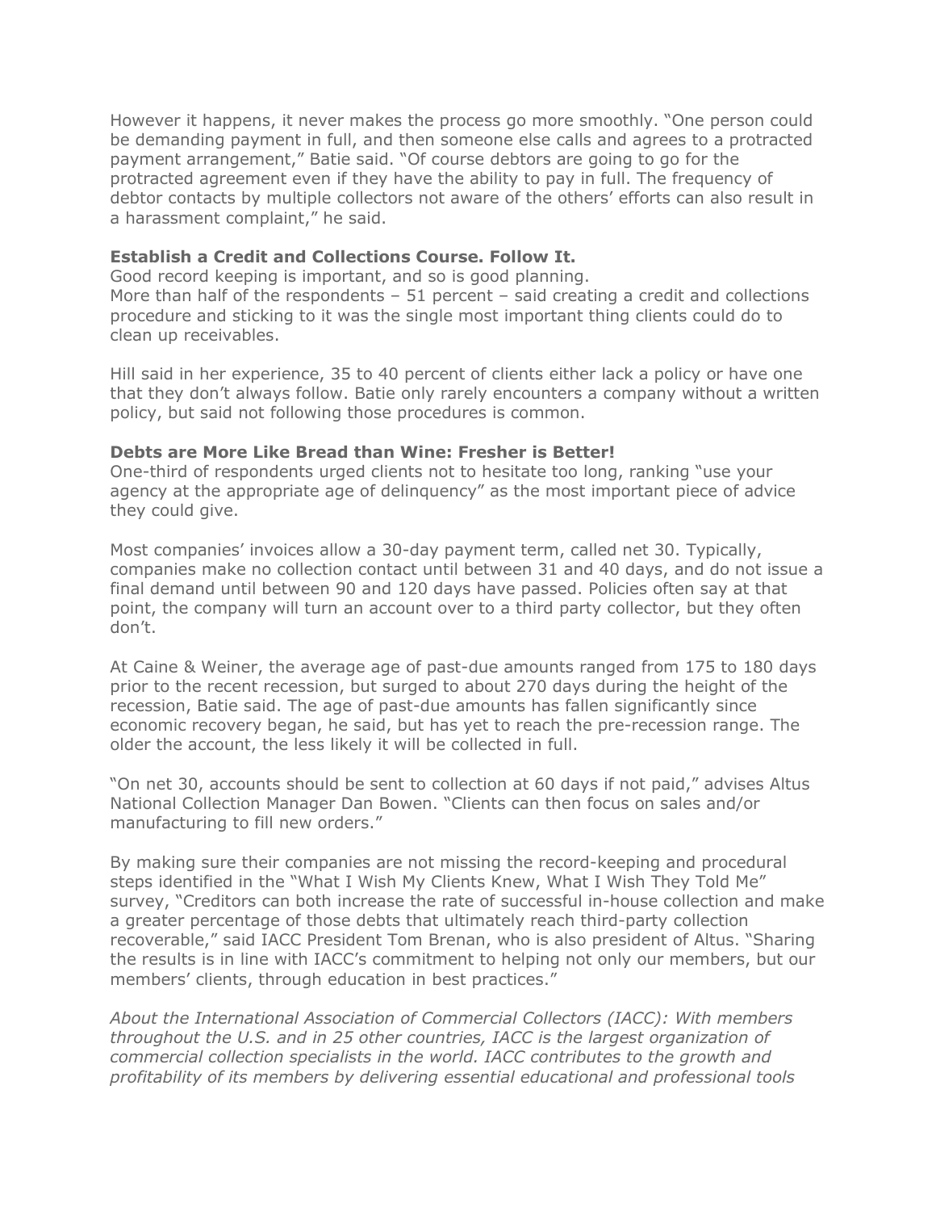However it happens, it never makes the process go more smoothly. "One person could be demanding payment in full, and then someone else calls and agrees to a protracted payment arrangement," Batie said. "Of course debtors are going to go for the protracted agreement even if they have the ability to pay in full. The frequency of debtor contacts by multiple collectors not aware of the others' efforts can also result in a harassment complaint," he said.

**Establish a Credit and Collections Course. Follow It.**

Good record keeping is important, and so is good planning.

More than half of the respondents – 51 percent – said creating a credit and collections procedure and sticking to it was the single most important thing clients could do to clean up receivables.

Hill said in her experience, 35 to 40 percent of clients either lack a policy or have one that they don't always follow. Batie only rarely encounters a company without a written policy, but said not following those procedures is common.

**Debts are More Like Bread than Wine: Fresher is Better!**

One-third of respondents urged clients not to hesitate too long, ranking "use your agency at the appropriate age of delinquency" as the most important piece of advice they could give.

Most companies' invoices allow a 30-day payment term, called net 30. Typically, companies make no collection contact until between 31 and 40 days, and do not issue a final demand until between 90 and 120 days have passed. Policies often say at that point, the company will turn an account over to a third party collector, but they often don't.

At Caine & Weiner, the average age of past-due amounts ranged from 175 to 180 days prior to the recent recession, but surged to about 270 days during the height of the recession, Batie said. The age of past-due amounts has fallen significantly since economic recovery began, he said, but has yet to reach the pre-recession range. The older the account, the less likely it will be collected in full.

"On net 30, accounts should be sent to collection at 60 days if not paid," advises Altus National Collection Manager Dan Bowen. "Clients can then focus on sales and/or manufacturing to fill new orders."

By making sure their companies are not missing the record-keeping and procedural steps identified in the "What I Wish My Clients Knew, What I Wish They Told Me" survey, "Creditors can both increase the rate of successful in-house collection and make a greater percentage of those debts that ultimately reach third-party collection recoverable," said IACC President Tom Brenan, who is also president of Altus. "Sharing the results is in line with IACC's commitment to helping not only our members, but our members' clients, through education in best practices."

*About the International Association of Commercial Collectors (IACC): With members throughout the U.S. and in 25 other countries, IACC is the largest organization of commercial collection specialists in the world. IACC contributes to the growth and profitability of its members by delivering essential educational and professional tools*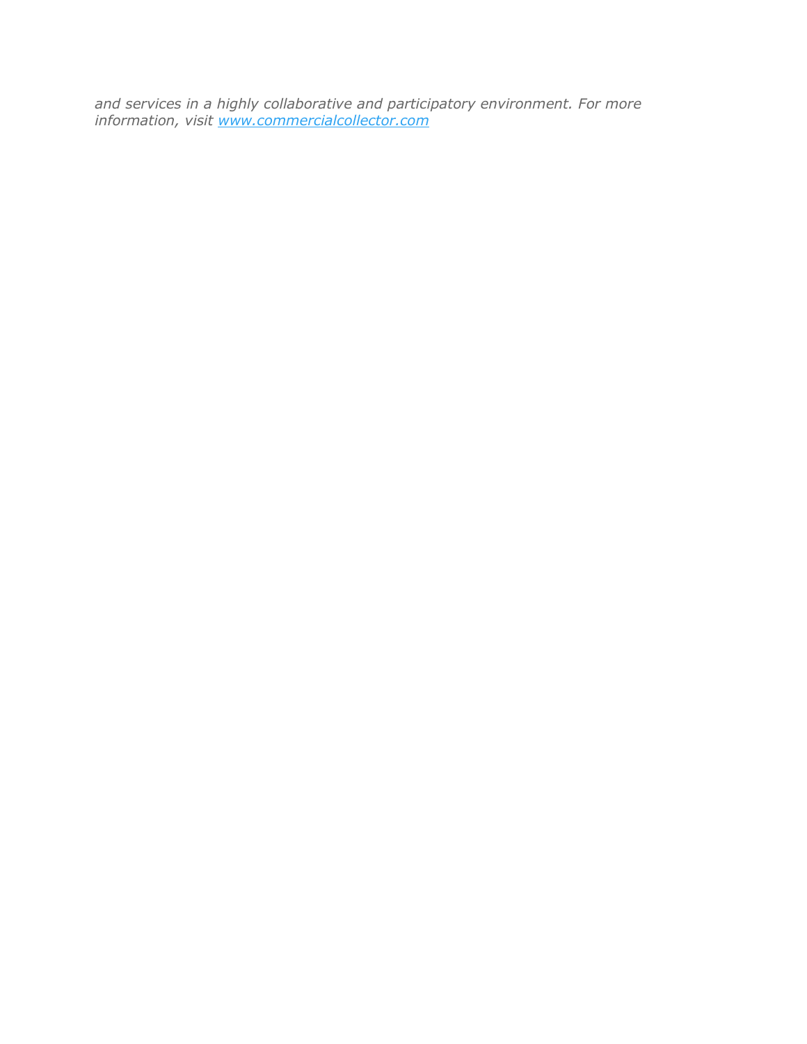*and services in a highly collaborative and participatory environment. For more information, visit [www.commercialcollector.com](http://www.commercialcollector.com)*